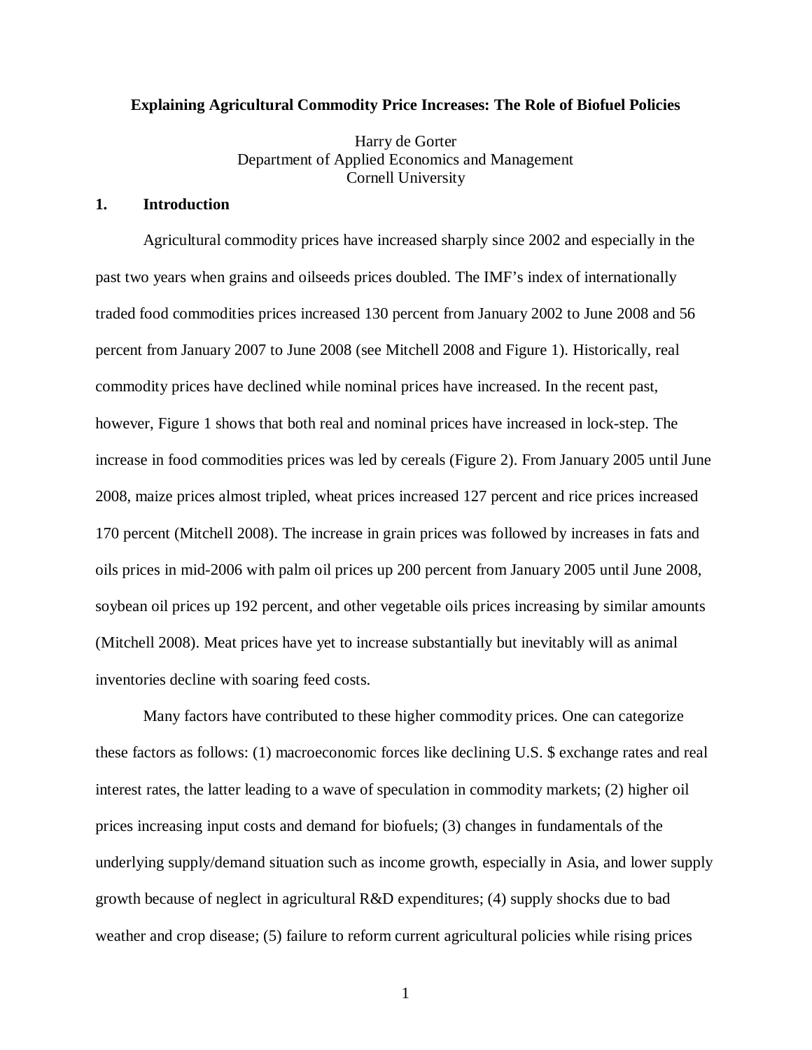# Explaining Agricultural Commodity Price Increases: The Role of Biofuel Policies

Harry de Gorter
Department of Applied Economics and Management
Cornell University

## 1. Introduction

Agricultural commodity prices have increased sharply since 2002 and especially in the past two years when grains and oilseeds prices doubled. The IMF's index of internationally traded food commodities prices increased 130 percent from January 2002 to June 2008 and 56 percent from January 2007 to June 2008 (see Mitchell 2008 and Figure 1). Historically, real commodity prices have declined while nominal prices have increased. In the recent past, however, Figure 1 shows that both real and nominal prices have increased in lock-step. The increase in food commodities prices was led by cereals (Figure 2). From January 2005 until June 2008, maize prices almost tripled, wheat prices increased 127 percent and rice prices increased 170 percent (Mitchell 2008). The increase in grain prices was followed by increases in fats and oils prices in mid-2006 with palm oil prices up 200 percent from January 2005 until June 2008, soybean oil prices up 192 percent, and other vegetable oils prices increasing by similar amounts (Mitchell 2008). Meat prices have yet to increase substantially but inevitably will as animal inventories decline with soaring feed costs.

Many factors have contributed to these higher commodity prices. One can categorize these factors as follows: (1) macroeconomic forces like declining U.S. $ exchange rates and real interest rates, the latter leading to a wave of speculation in commodity markets; (2) higher oil prices increasing input costs and demand for biofuels; (3) changes in fundamentals of the underlying supply/demand situation such as income growth, especially in Asia, and lower supply growth because of neglect in agricultural R&D expenditures; (4) supply shocks due to bad weather and crop disease; (5) failure to reform current agricultural policies while rising prices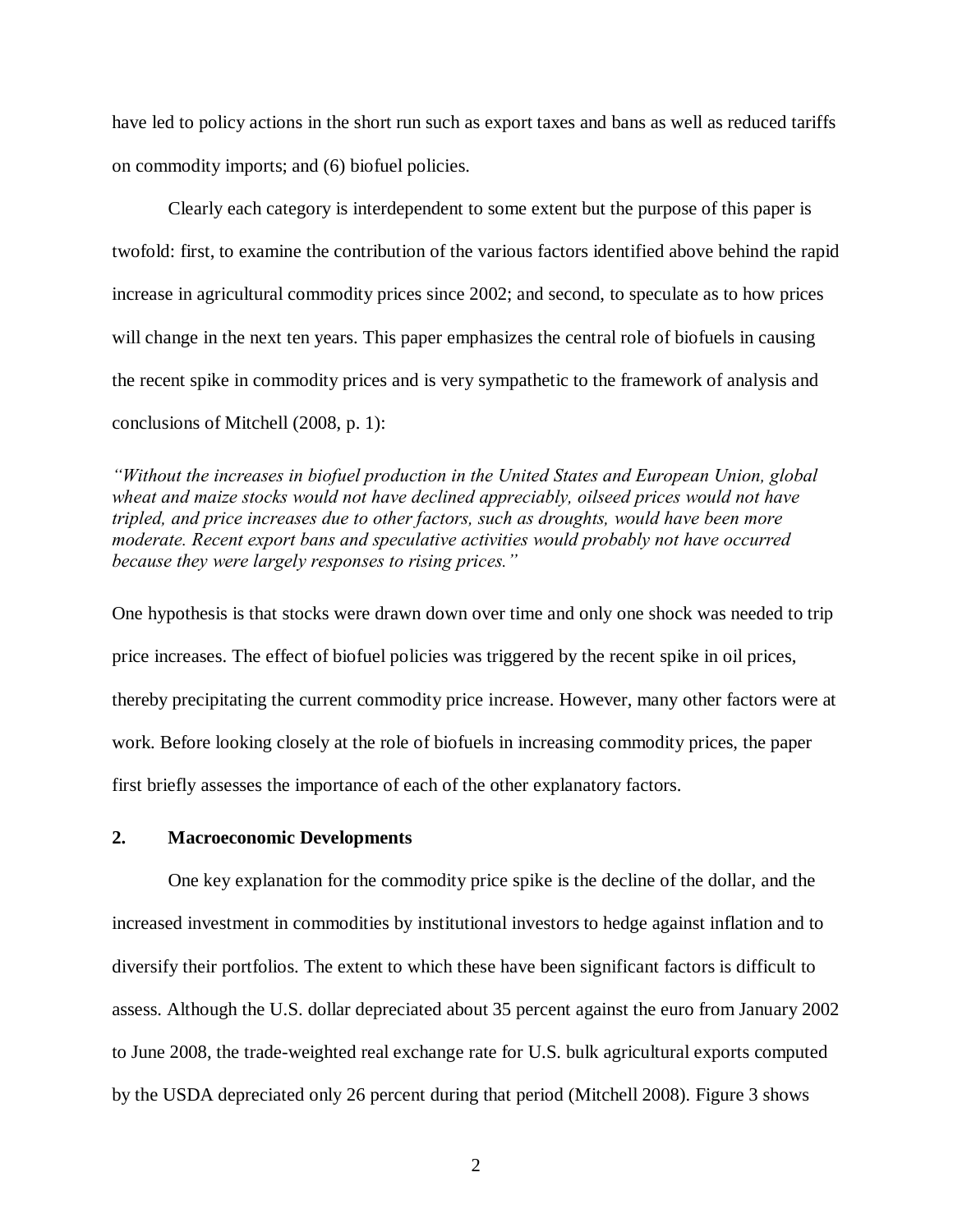have led to policy actions in the short run such as export taxes and bans as well as reduced tariffs on commodity imports; and (6) biofuel policies.

Clearly each category is interdependent to some extent but the purpose of this paper is twofold: first, to examine the contribution of the various factors identified above behind the rapid increase in agricultural commodity prices since 2002; and second, to speculate as to how prices will change in the next ten years. This paper emphasizes the central role of biofuels in causing the recent spike in commodity prices and is very sympathetic to the framework of analysis and conclusions of Mitchell (2008, p. 1):

*"Without the increases in biofuel production in the United States and European Union, global wheat and maize stocks would not have declined appreciably, oilseed prices would not have tripled, and price increases due to other factors, such as droughts, would have been more moderate. Recent export bans and speculative activities would probably not have occurred because they were largely responses to rising prices."*

One hypothesis is that stocks were drawn down over time and only one shock was needed to trip price increases. The effect of biofuel policies was triggered by the recent spike in oil prices, thereby precipitating the current commodity price increase. However, many other factors were at work. Before looking closely at the role of biofuels in increasing commodity prices, the paper first briefly assesses the importance of each of the other explanatory factors.

## 2. Macroeconomic Developments

One key explanation for the commodity price spike is the decline of the dollar, and the increased investment in commodities by institutional investors to hedge against inflation and to diversify their portfolios. The extent to which these have been significant factors is difficult to assess. Although the U.S. dollar depreciated about 35 percent against the euro from January 2002 to June 2008, the trade-weighted real exchange rate for U.S. bulk agricultural exports computed by the USDA depreciated only 26 percent during that period (Mitchell 2008). Figure 3 shows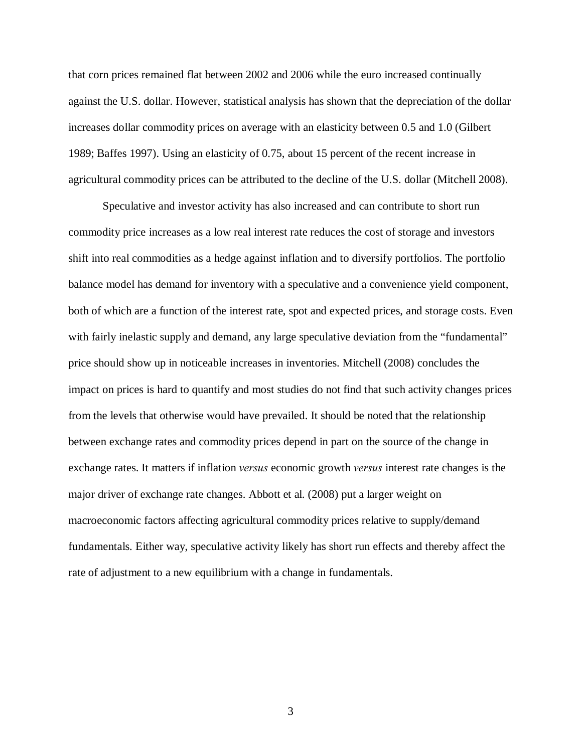that corn prices remained flat between 2002 and 2006 while the euro increased continually against the U.S. dollar. However, statistical analysis has shown that the depreciation of the dollar increases dollar commodity prices on average with an elasticity between 0.5 and 1.0 (Gilbert 1989; Baffes 1997). Using an elasticity of 0.75, about 15 percent of the recent increase in agricultural commodity prices can be attributed to the decline of the U.S. dollar (Mitchell 2008).

Speculative and investor activity has also increased and can contribute to short run commodity price increases as a low real interest rate reduces the cost of storage and investors shift into real commodities as a hedge against inflation and to diversify portfolios. The portfolio balance model has demand for inventory with a speculative and a convenience yield component, both of which are a function of the interest rate, spot and expected prices, and storage costs. Even with fairly inelastic supply and demand, any large speculative deviation from the "fundamental" price should show up in noticeable increases in inventories. Mitchell (2008) concludes the impact on prices is hard to quantify and most studies do not find that such activity changes prices from the levels that otherwise would have prevailed. It should be noted that the relationship between exchange rates and commodity prices depend in part on the source of the change in exchange rates. It matters if inflation *versus* economic growth *versus* interest rate changes is the major driver of exchange rate changes. Abbott et al. (2008) put a larger weight on macroeconomic factors affecting agricultural commodity prices relative to supply/demand fundamentals. Either way, speculative activity likely has short run effects and thereby affect the rate of adjustment to a new equilibrium with a change in fundamentals.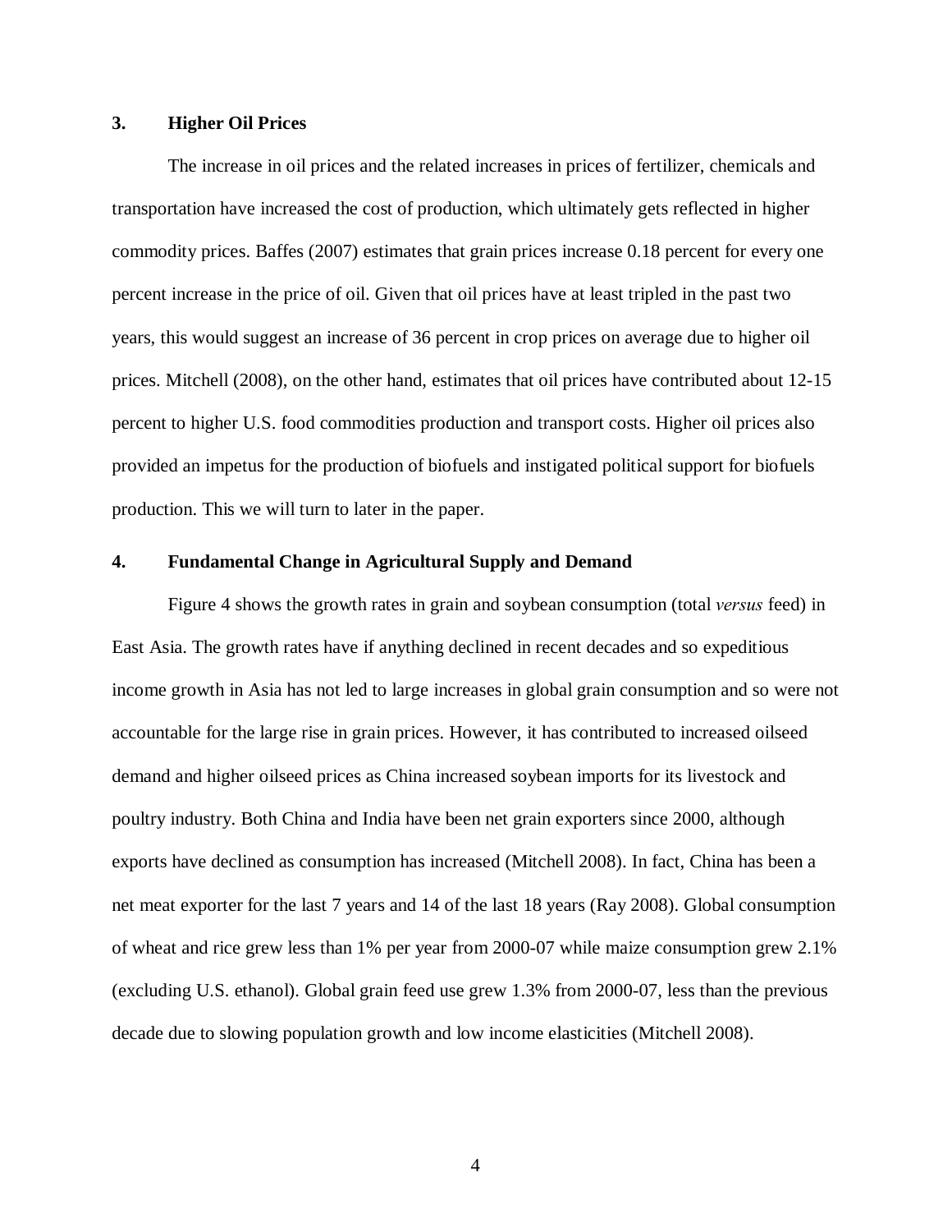### 3. Higher Oil Prices

The increase in oil prices and the related increases in prices of fertilizer, chemicals and transportation have increased the cost of production, which ultimately gets reflected in higher commodity prices. Baffes (2007) estimates that grain prices increase 0.18 percent for every one percent increase in the price of oil. Given that oil prices have at least tripled in the past two years, this would suggest an increase of 36 percent in crop prices on average due to higher oil prices. Mitchell (2008), on the other hand, estimates that oil prices have contributed about 12-15 percent to higher U.S. food commodities production and transport costs. Higher oil prices also provided an impetus for the production of biofuels and instigated political support for biofuels production. This we will turn to later in the paper.

### 4. Fundamental Change in Agricultural Supply and Demand

Figure 4 shows the growth rates in grain and soybean consumption (total *versus* feed) in East Asia. The growth rates have if anything declined in recent decades and so expeditious income growth in Asia has not led to large increases in global grain consumption and so were not accountable for the large rise in grain prices. However, it has contributed to increased oilseed demand and higher oilseed prices as China increased soybean imports for its livestock and poultry industry. Both China and India have been net grain exporters since 2000, although exports have declined as consumption has increased (Mitchell 2008). In fact, China has been a net meat exporter for the last 7 years and 14 of the last 18 years (Ray 2008). Global consumption of wheat and rice grew less than 1% per year from 2000-07 while maize consumption grew 2.1% (excluding U.S. ethanol). Global grain feed use grew 1.3% from 2000-07, less than the previous decade due to slowing population growth and low income elasticities (Mitchell 2008).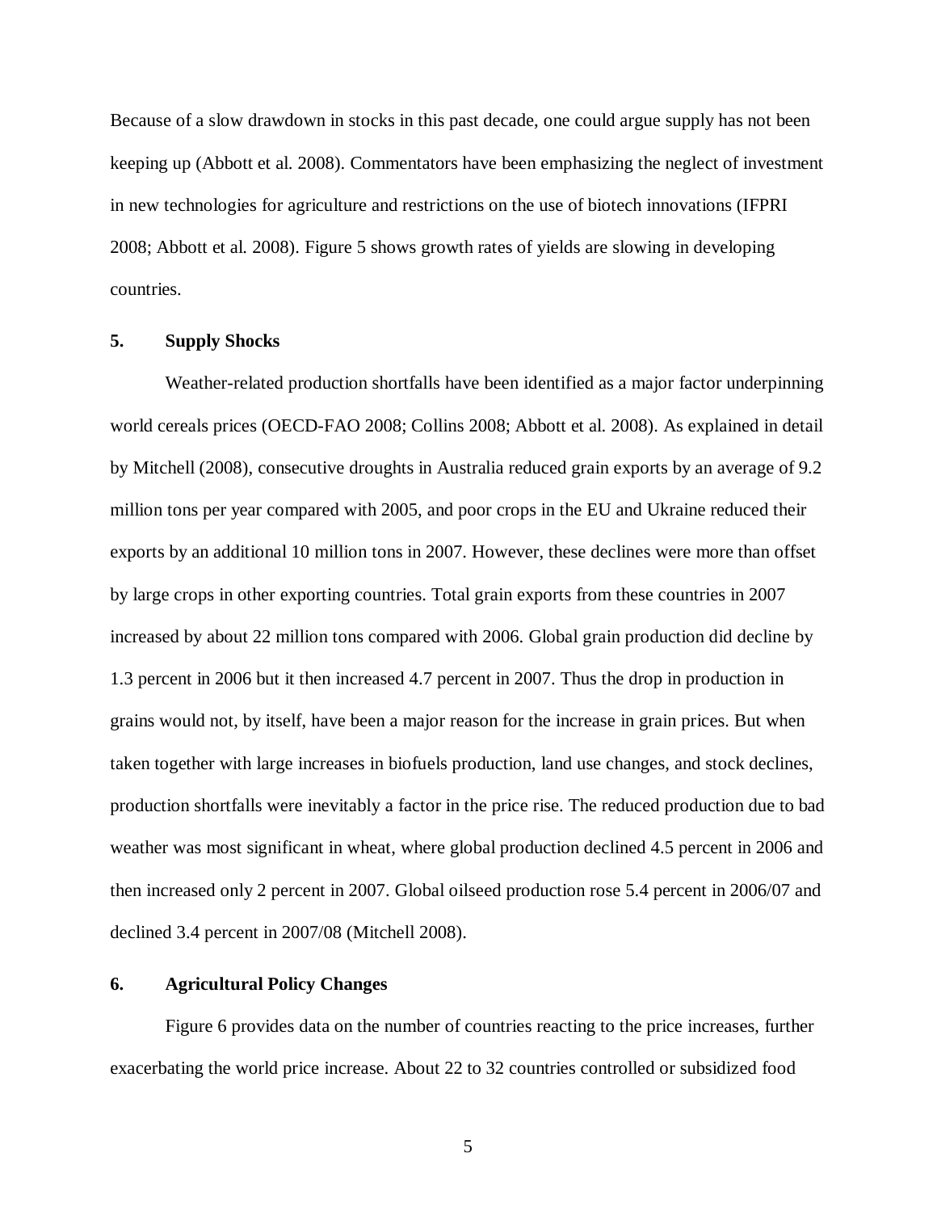Because of a slow drawdown in stocks in this past decade, one could argue supply has not been keeping up (Abbott et al. 2008). Commentators have been emphasizing the neglect of investment in new technologies for agriculture and restrictions on the use of biotech innovations (IFPRI 2008; Abbott et al. 2008). Figure 5 shows growth rates of yields are slowing in developing countries.

## 5. Supply Shocks

Weather-related production shortfalls have been identified as a major factor underpinning world cereals prices (OECD-FAO 2008; Collins 2008; Abbott et al. 2008). As explained in detail by Mitchell (2008), consecutive droughts in Australia reduced grain exports by an average of 9.2 million tons per year compared with 2005, and poor crops in the EU and Ukraine reduced their exports by an additional 10 million tons in 2007. However, these declines were more than offset by large crops in other exporting countries. Total grain exports from these countries in 2007 increased by about 22 million tons compared with 2006. Global grain production did decline by 1.3 percent in 2006 but it then increased 4.7 percent in 2007. Thus the drop in production in grains would not, by itself, have been a major reason for the increase in grain prices. But when taken together with large increases in biofuels production, land use changes, and stock declines, production shortfalls were inevitably a factor in the price rise. The reduced production due to bad weather was most significant in wheat, where global production declined 4.5 percent in 2006 and then increased only 2 percent in 2007. Global oilseed production rose 5.4 percent in 2006/07 and declined 3.4 percent in 2007/08 (Mitchell 2008).

## 6. Agricultural Policy Changes

Figure 6 provides data on the number of countries reacting to the price increases, further exacerbating the world price increase. About 22 to 32 countries controlled or subsidized food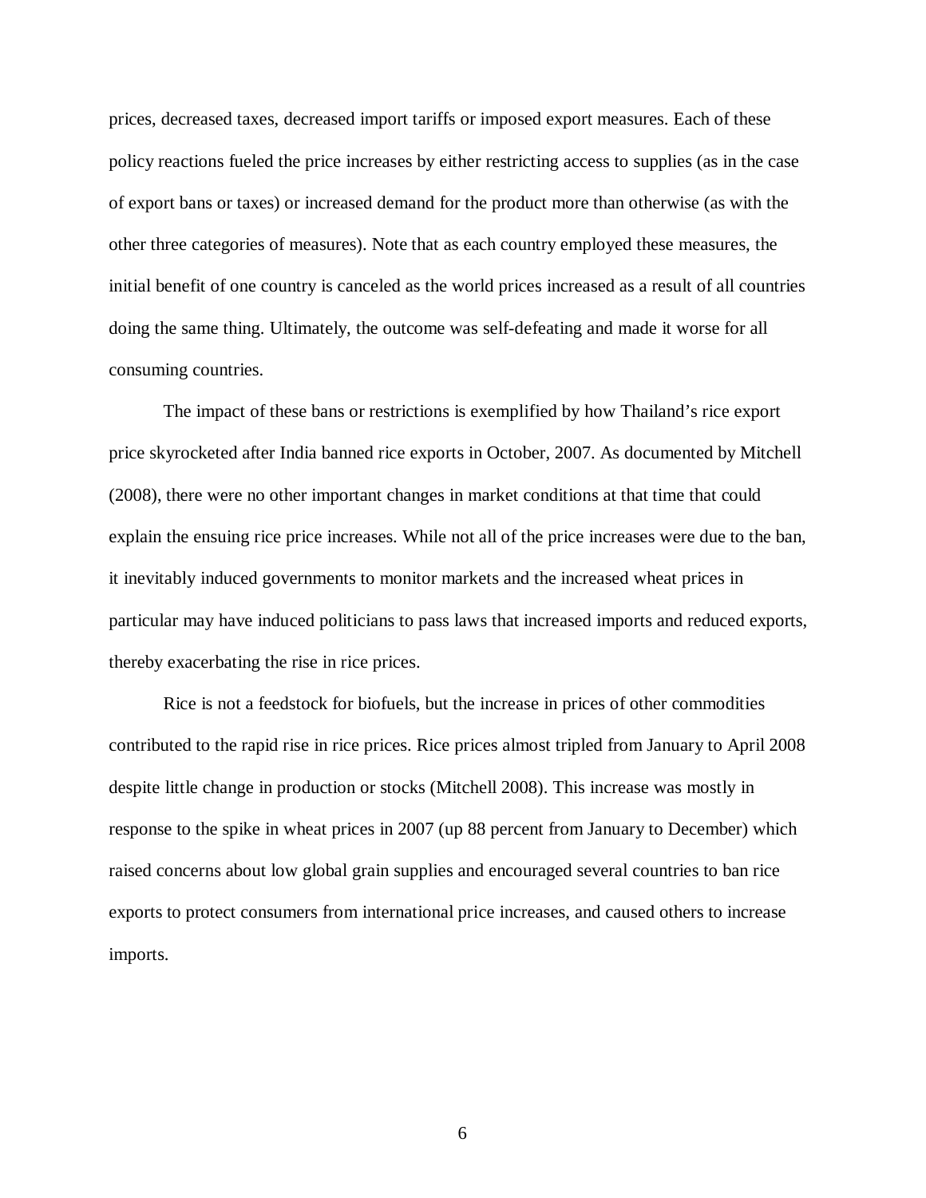prices, decreased taxes, decreased import tariffs or imposed export measures. Each of these policy reactions fueled the price increases by either restricting access to supplies (as in the case of export bans or taxes) or increased demand for the product more than otherwise (as with the other three categories of measures). Note that as each country employed these measures, the initial benefit of one country is canceled as the world prices increased as a result of all countries doing the same thing. Ultimately, the outcome was self-defeating and made it worse for all consuming countries.

The impact of these bans or restrictions is exemplified by how Thailand's rice export price skyrocketed after India banned rice exports in October, 2007. As documented by Mitchell (2008), there were no other important changes in market conditions at that time that could explain the ensuing rice price increases. While not all of the price increases were due to the ban, it inevitably induced governments to monitor markets and the increased wheat prices in particular may have induced politicians to pass laws that increased imports and reduced exports, thereby exacerbating the rise in rice prices.

Rice is not a feedstock for biofuels, but the increase in prices of other commodities contributed to the rapid rise in rice prices. Rice prices almost tripled from January to April 2008 despite little change in production or stocks (Mitchell 2008). This increase was mostly in response to the spike in wheat prices in 2007 (up 88 percent from January to December) which raised concerns about low global grain supplies and encouraged several countries to ban rice exports to protect consumers from international price increases, and caused others to increase imports.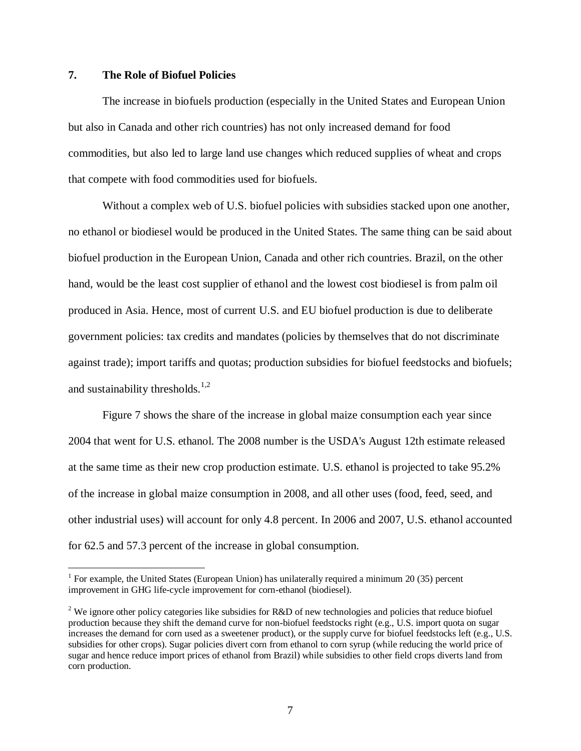## 7. The Role of Biofuel Policies

The increase in biofuels production (especially in the United States and European Union but also in Canada and other rich countries) has not only increased demand for food commodities, but also led to large land use changes which reduced supplies of wheat and crops that compete with food commodities used for biofuels.

Without a complex web of U.S. biofuel policies with subsidies stacked upon one another, no ethanol or biodiesel would be produced in the United States. The same thing can be said about biofuel production in the European Union, Canada and other rich countries. Brazil, on the other hand, would be the least cost supplier of ethanol and the lowest cost biodiesel is from palm oil produced in Asia. Hence, most of current U.S. and EU biofuel production is due to deliberate government policies: tax credits and mandates (policies by themselves that do not discriminate against trade); import tariffs and quotas; production subsidies for biofuel feedstocks and biofuels; and sustainability thresholds.[1,2]

Figure 7 shows the share of the increase in global maize consumption each year since 2004 that went for U.S. ethanol. The 2008 number is the USDA's August 12th estimate released at the same time as their new crop production estimate. U.S. ethanol is projected to take 95.2% of the increase in global maize consumption in 2008, and all other uses (food, feed, seed, and other industrial uses) will account for only 4.8 percent. In 2006 and 2007, U.S. ethanol accounted for 62.5 and 57.3 percent of the increase in global consumption.

---

[1] For example, the United States (European Union) has unilaterally required a minimum 20 (35) percent improvement in GHG life-cycle improvement for corn-ethanol (biodiesel).

[2] We ignore other policy categories like subsidies for R&D of new technologies and policies that reduce biofuel production because they shift the demand curve for non-biofuel feedstocks right (e.g., U.S. import quota on sugar increases the demand for corn used as a sweetener product), or the supply curve for biofuel feedstocks left (e.g., U.S. subsidies for other crops). Sugar policies divert corn from ethanol to corn syrup (while reducing the world price of sugar and hence reduce import prices of ethanol from Brazil) while subsidies to other field crops diverts land from corn production.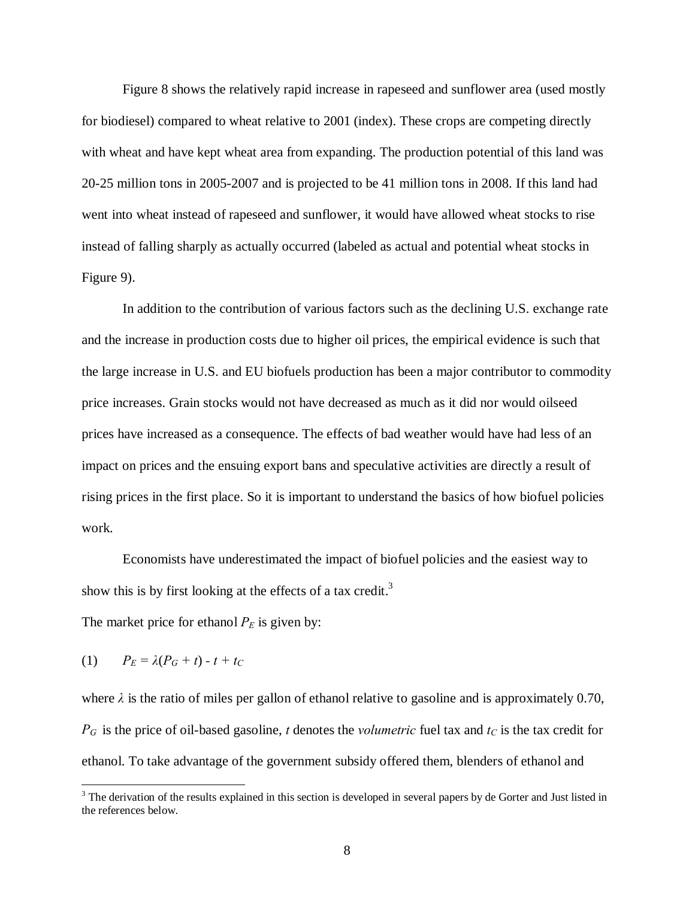Figure 8 shows the relatively rapid increase in rapeseed and sunflower area (used mostly for biodiesel) compared to wheat relative to 2001 (index). These crops are competing directly with wheat and have kept wheat area from expanding. The production potential of this land was 20-25 million tons in 2005-2007 and is projected to be 41 million tons in 2008. If this land had went into wheat instead of rapeseed and sunflower, it would have allowed wheat stocks to rise instead of falling sharply as actually occurred (labeled as actual and potential wheat stocks in Figure 9).

In addition to the contribution of various factors such as the declining U.S. exchange rate and the increase in production costs due to higher oil prices, the empirical evidence is such that the large increase in U.S. and EU biofuels production has been a major contributor to commodity price increases. Grain stocks would not have decreased as much as it did nor would oilseed prices have increased as a consequence. The effects of bad weather would have had less of an impact on prices and the ensuing export bans and speculative activities are directly a result of rising prices in the first place. So it is important to understand the basics of how biofuel policies work.

Economists have underestimated the impact of biofuel policies and the easiest way to show this is by first looking at the effects of a tax credit.[3]

The market price for ethanol $P_E$ is given by:

$$P_E = \lambda(P_G + t) - t + t_C \qquad (1)$$

where $\lambda$ is the ratio of miles per gallon of ethanol relative to gasoline and is approximately 0.70, $P_G$ is the price of oil-based gasoline, $t$ denotes the *volumetric* fuel tax and $t_C$ is the tax credit for ethanol. To take advantage of the government subsidy offered them, blenders of ethanol and

[3] The derivation of the results explained in this section is developed in several papers by de Gorter and Just listed in the references below.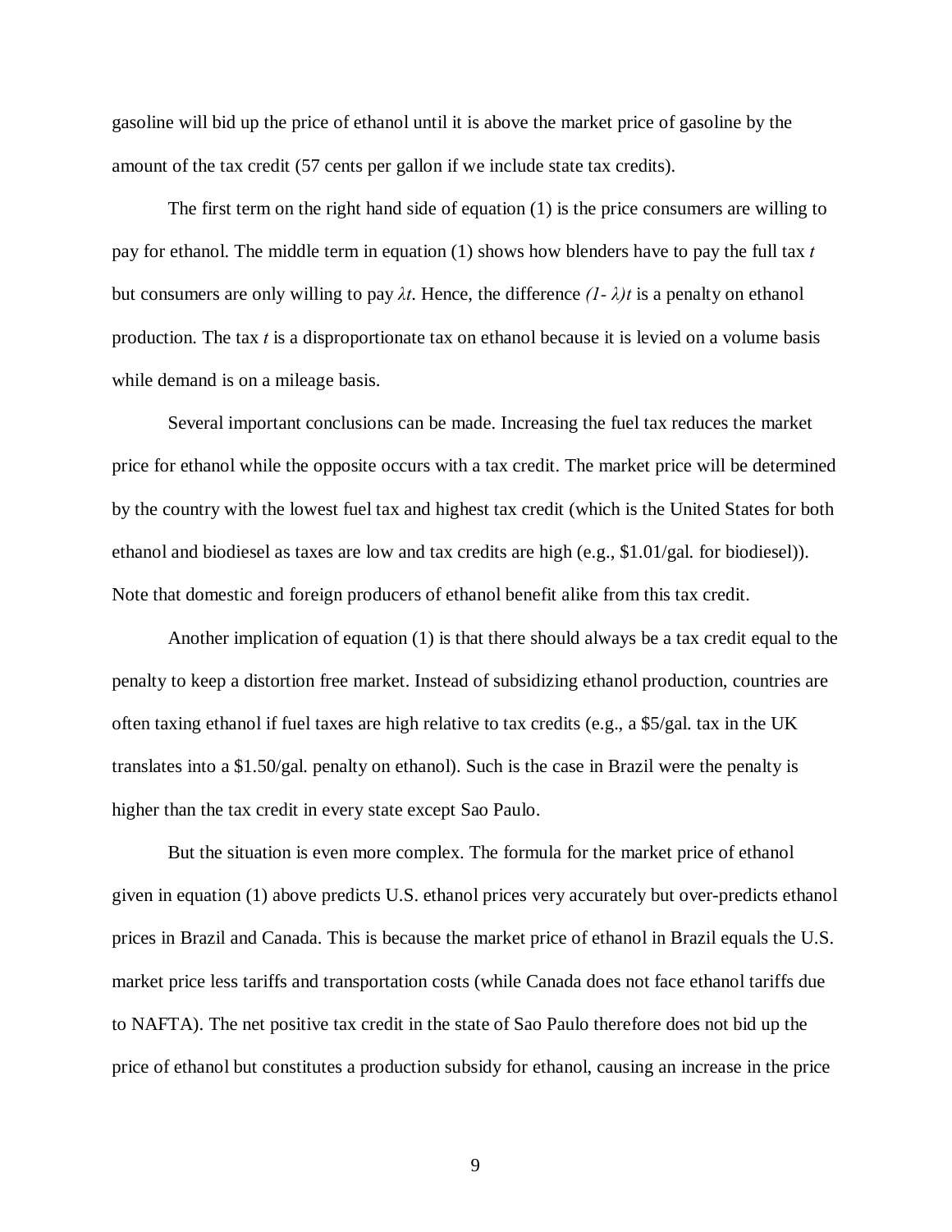gasoline will bid up the price of ethanol until it is above the market price of gasoline by the amount of the tax credit (57 cents per gallon if we include state tax credits).

The first term on the right hand side of equation (1) is the price consumers are willing to pay for ethanol. The middle term in equation (1) shows how blenders have to pay the full tax $t$ but consumers are only willing to pay $\lambda t$. Hence, the difference $(1-\lambda)t$ is a penalty on ethanol production. The tax $t$ is a disproportionate tax on ethanol because it is levied on a volume basis while demand is on a mileage basis.

Several important conclusions can be made. Increasing the fuel tax reduces the market price for ethanol while the opposite occurs with a tax credit. The market price will be determined by the country with the lowest fuel tax and highest tax credit (which is the United States for both ethanol and biodiesel as taxes are low and tax credits are high (e.g., $1.01/gal. for biodiesel)). Note that domestic and foreign producers of ethanol benefit alike from this tax credit.

Another implication of equation (1) is that there should always be a tax credit equal to the penalty to keep a distortion free market. Instead of subsidizing ethanol production, countries are often taxing ethanol if fuel taxes are high relative to tax credits (e.g., a $5/gal. tax in the UK translates into a $1.50/gal. penalty on ethanol). Such is the case in Brazil were the penalty is higher than the tax credit in every state except Sao Paulo.

But the situation is even more complex. The formula for the market price of ethanol given in equation (1) above predicts U.S. ethanol prices very accurately but over-predicts ethanol prices in Brazil and Canada. This is because the market price of ethanol in Brazil equals the U.S. market price less tariffs and transportation costs (while Canada does not face ethanol tariffs due to NAFTA). The net positive tax credit in the state of Sao Paulo therefore does not bid up the price of ethanol but constitutes a production subsidy for ethanol, causing an increase in the price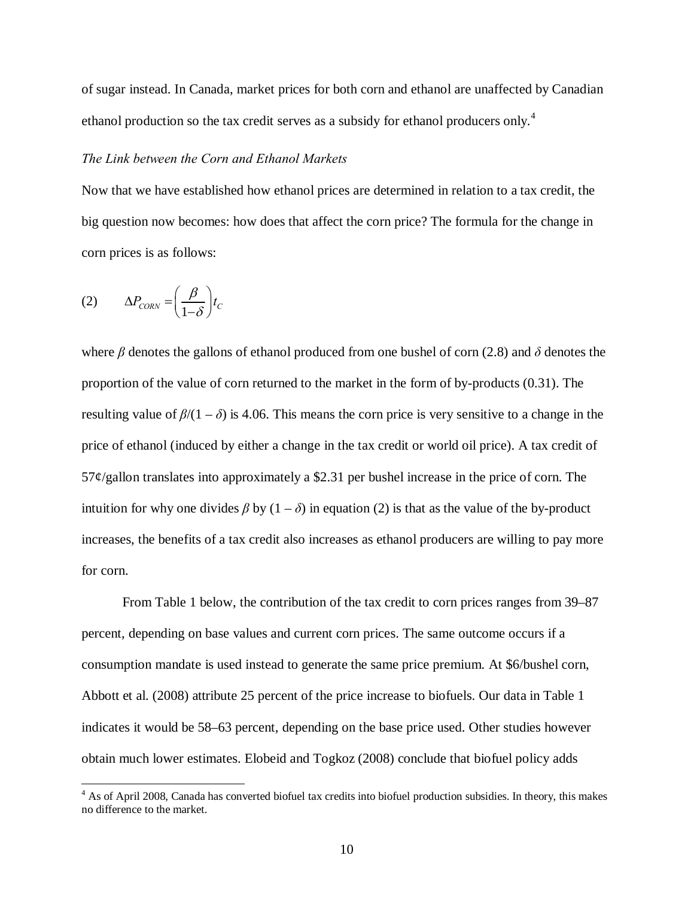of sugar instead. In Canada, market prices for both corn and ethanol are unaffected by Canadian ethanol production so the tax credit serves as a subsidy for ethanol producers only.[4]

*The Link between the Corn and Ethanol Markets*

Now that we have established how ethanol prices are determined in relation to a tax credit, the big question now becomes: how does that affect the corn price? The formula for the change in corn prices is as follows:

$$(2) \qquad \Delta P_{CORN} = \left(\frac{\beta}{1-\delta}\right) t_C$$

where $\beta$ denotes the gallons of ethanol produced from one bushel of corn (2.8) and $\delta$ denotes the proportion of the value of corn returned to the market in the form of by-products (0.31). The resulting value of $\beta/(1 - \delta)$ is 4.06. This means the corn price is very sensitive to a change in the price of ethanol (induced by either a change in the tax credit or world oil price). A tax credit of 57¢/gallon translates into approximately a $2.31 per bushel increase in the price of corn. The intuition for why one divides $\beta$ by $(1 - \delta)$ in equation (2) is that as the value of the by-product increases, the benefits of a tax credit also increases as ethanol producers are willing to pay more for corn.

From Table 1 below, the contribution of the tax credit to corn prices ranges from 39–87 percent, depending on base values and current corn prices. The same outcome occurs if a consumption mandate is used instead to generate the same price premium. At $6/bushel corn, Abbott et al. (2008) attribute 25 percent of the price increase to biofuels. Our data in Table 1 indicates it would be 58–63 percent, depending on the base price used. Other studies however obtain much lower estimates. Elobeid and Togkoz (2008) conclude that biofuel policy adds

[4] As of April 2008, Canada has converted biofuel tax credits into biofuel production subsidies. In theory, this makes no difference to the market.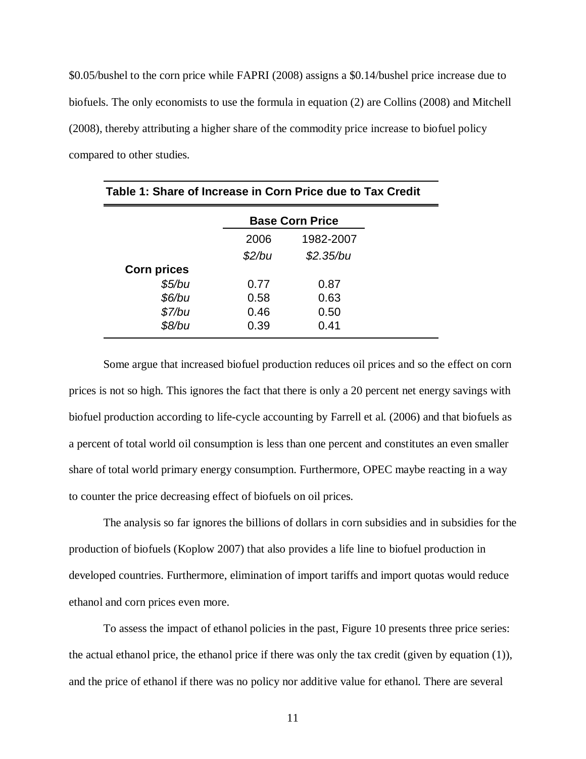\$0.05/bushel to the corn price while FAPRI (2008) assigns a \$0.14/bushel price increase due to biofuels. The only economists to use the formula in equation (2) are Collins (2008) and Mitchell (2008), thereby attributing a higher share of the commodity price increase to biofuel policy compared to other studies.

**Table 1: Share of Increase in Corn Price due to Tax Credit**

| | Base Corn Price | |
|---|---|---|
| | 2006 | 1982-2007 |
| | *\$2/bu* | *\$2.35/bu* |
| **Corn prices** | | |
| *\$5/bu* | 0.77 | 0.87 |
| *\$6/bu* | 0.58 | 0.63 |
| *\$7/bu* | 0.46 | 0.50 |
| *\$8/bu* | 0.39 | 0.41 |

Some argue that increased biofuel production reduces oil prices and so the effect on corn prices is not so high. This ignores the fact that there is only a 20 percent net energy savings with biofuel production according to life-cycle accounting by Farrell et al. (2006) and that biofuels as a percent of total world oil consumption is less than one percent and constitutes an even smaller share of total world primary energy consumption. Furthermore, OPEC maybe reacting in a way to counter the price decreasing effect of biofuels on oil prices.

The analysis so far ignores the billions of dollars in corn subsidies and in subsidies for the production of biofuels (Koplow 2007) that also provides a life line to biofuel production in developed countries. Furthermore, elimination of import tariffs and import quotas would reduce ethanol and corn prices even more.

To assess the impact of ethanol policies in the past, Figure 10 presents three price series: the actual ethanol price, the ethanol price if there was only the tax credit (given by equation (1)), and the price of ethanol if there was no policy nor additive value for ethanol. There are several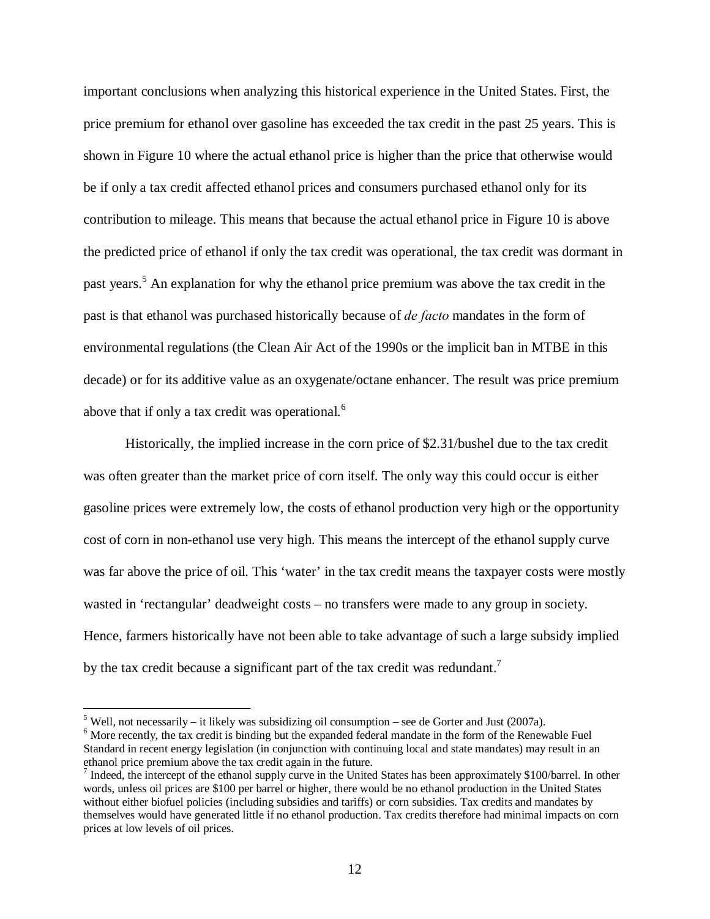important conclusions when analyzing this historical experience in the United States. First, the price premium for ethanol over gasoline has exceeded the tax credit in the past 25 years. This is shown in Figure 10 where the actual ethanol price is higher than the price that otherwise would be if only a tax credit affected ethanol prices and consumers purchased ethanol only for its contribution to mileage. This means that because the actual ethanol price in Figure 10 is above the predicted price of ethanol if only the tax credit was operational, the tax credit was dormant in past years.[5] An explanation for why the ethanol price premium was above the tax credit in the past is that ethanol was purchased historically because of *de facto* mandates in the form of environmental regulations (the Clean Air Act of the 1990s or the implicit ban in MTBE in this decade) or for its additive value as an oxygenate/octane enhancer. The result was price premium above that if only a tax credit was operational.[6]

Historically, the implied increase in the corn price of $2.31/bushel due to the tax credit was often greater than the market price of corn itself. The only way this could occur is either gasoline prices were extremely low, the costs of ethanol production very high or the opportunity cost of corn in non-ethanol use very high. This means the intercept of the ethanol supply curve was far above the price of oil. This 'water' in the tax credit means the taxpayer costs were mostly wasted in 'rectangular' deadweight costs – no transfers were made to any group in society. Hence, farmers historically have not been able to take advantage of such a large subsidy implied by the tax credit because a significant part of the tax credit was redundant.[7]

---

[5] Well, not necessarily – it likely was subsidizing oil consumption – see de Gorter and Just (2007a).

[6] More recently, the tax credit is binding but the expanded federal mandate in the form of the Renewable Fuel Standard in recent energy legislation (in conjunction with continuing local and state mandates) may result in an ethanol price premium above the tax credit again in the future.

[7] Indeed, the intercept of the ethanol supply curve in the United States has been approximately $100/barrel. In other words, unless oil prices are $100 per barrel or higher, there would be no ethanol production in the United States without either biofuel policies (including subsidies and tariffs) or corn subsidies. Tax credits and mandates by themselves would have generated little if no ethanol production. Tax credits therefore had minimal impacts on corn prices at low levels of oil prices.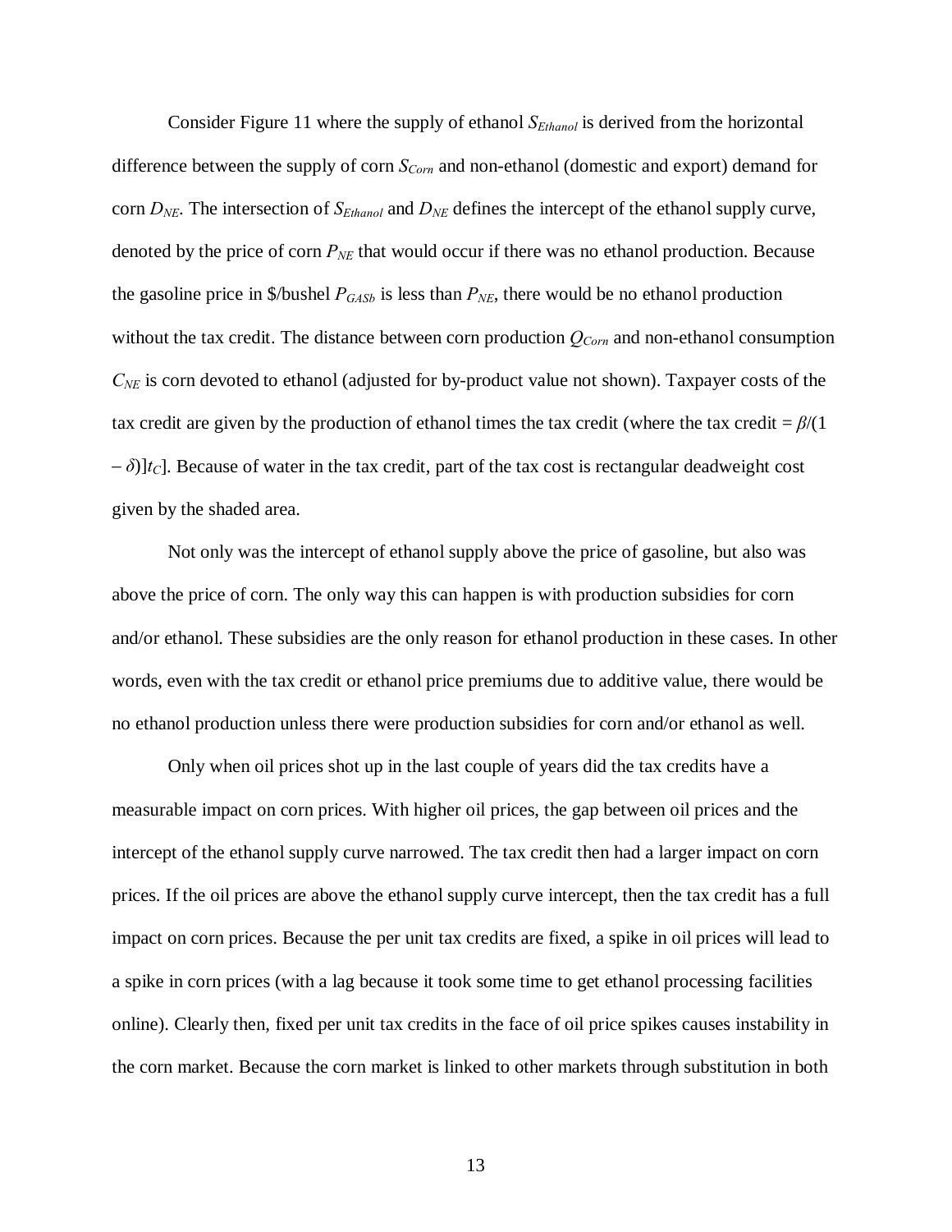Consider Figure 11 where the supply of ethanol $S_{Ethanol}$ is derived from the horizontal difference between the supply of corn $S_{Corn}$ and non-ethanol (domestic and export) demand for corn $D_{NE}$. The intersection of $S_{Ethanol}$ and $D_{NE}$ defines the intercept of the ethanol supply curve, denoted by the price of corn $P_{NE}$ that would occur if there was no ethanol production. Because the gasoline price in $/bushel $P_{GASb}$ is less than $P_{NE}$, there would be no ethanol production without the tax credit. The distance between corn production $Q_{Corn}$ and non-ethanol consumption $C_{NE}$ is corn devoted to ethanol (adjusted for by-product value not shown). Taxpayer costs of the tax credit are given by the production of ethanol times the tax credit (where the tax credit = $\beta/(1 - \delta)]t_C$]. Because of water in the tax credit, part of the tax cost is rectangular deadweight cost given by the shaded area.

Not only was the intercept of ethanol supply above the price of gasoline, but also was above the price of corn. The only way this can happen is with production subsidies for corn and/or ethanol. These subsidies are the only reason for ethanol production in these cases. In other words, even with the tax credit or ethanol price premiums due to additive value, there would be no ethanol production unless there were production subsidies for corn and/or ethanol as well.

Only when oil prices shot up in the last couple of years did the tax credits have a measurable impact on corn prices. With higher oil prices, the gap between oil prices and the intercept of the ethanol supply curve narrowed. The tax credit then had a larger impact on corn prices. If the oil prices are above the ethanol supply curve intercept, then the tax credit has a full impact on corn prices. Because the per unit tax credits are fixed, a spike in oil prices will lead to a spike in corn prices (with a lag because it took some time to get ethanol processing facilities online). Clearly then, fixed per unit tax credits in the face of oil price spikes causes instability in the corn market. Because the corn market is linked to other markets through substitution in both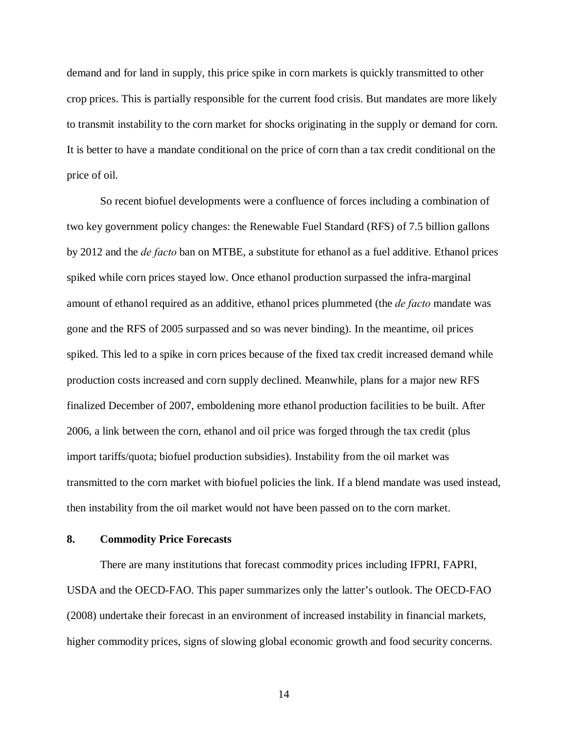demand and for land in supply, this price spike in corn markets is quickly transmitted to other crop prices. This is partially responsible for the current food crisis. But mandates are more likely to transmit instability to the corn market for shocks originating in the supply or demand for corn. It is better to have a mandate conditional on the price of corn than a tax credit conditional on the price of oil.

So recent biofuel developments were a confluence of forces including a combination of two key government policy changes: the Renewable Fuel Standard (RFS) of 7.5 billion gallons by 2012 and the *de facto* ban on MTBE, a substitute for ethanol as a fuel additive. Ethanol prices spiked while corn prices stayed low. Once ethanol production surpassed the infra-marginal amount of ethanol required as an additive, ethanol prices plummeted (the *de facto* mandate was gone and the RFS of 2005 surpassed and so was never binding). In the meantime, oil prices spiked. This led to a spike in corn prices because of the fixed tax credit increased demand while production costs increased and corn supply declined. Meanwhile, plans for a major new RFS finalized December of 2007, emboldening more ethanol production facilities to be built. After 2006, a link between the corn, ethanol and oil price was forged through the tax credit (plus import tariffs/quota; biofuel production subsidies). Instability from the oil market was transmitted to the corn market with biofuel policies the link. If a blend mandate was used instead, then instability from the oil market would not have been passed on to the corn market.

## 8. Commodity Price Forecasts

There are many institutions that forecast commodity prices including IFPRI, FAPRI, USDA and the OECD-FAO. This paper summarizes only the latter's outlook. The OECD-FAO (2008) undertake their forecast in an environment of increased instability in financial markets, higher commodity prices, signs of slowing global economic growth and food security concerns.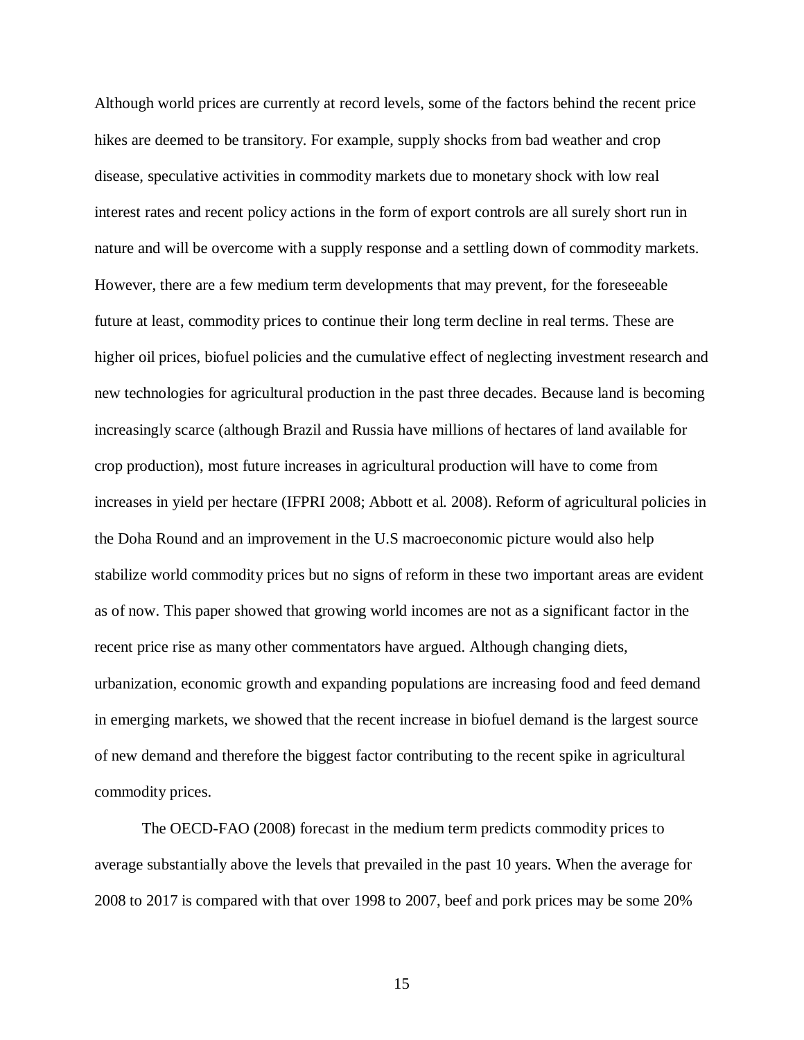Although world prices are currently at record levels, some of the factors behind the recent price hikes are deemed to be transitory. For example, supply shocks from bad weather and crop disease, speculative activities in commodity markets due to monetary shock with low real interest rates and recent policy actions in the form of export controls are all surely short run in nature and will be overcome with a supply response and a settling down of commodity markets. However, there are a few medium term developments that may prevent, for the foreseeable future at least, commodity prices to continue their long term decline in real terms. These are higher oil prices, biofuel policies and the cumulative effect of neglecting investment research and new technologies for agricultural production in the past three decades. Because land is becoming increasingly scarce (although Brazil and Russia have millions of hectares of land available for crop production), most future increases in agricultural production will have to come from increases in yield per hectare (IFPRI 2008; Abbott et al. 2008). Reform of agricultural policies in the Doha Round and an improvement in the U.S macroeconomic picture would also help stabilize world commodity prices but no signs of reform in these two important areas are evident as of now. This paper showed that growing world incomes are not as a significant factor in the recent price rise as many other commentators have argued. Although changing diets, urbanization, economic growth and expanding populations are increasing food and feed demand in emerging markets, we showed that the recent increase in biofuel demand is the largest source of new demand and therefore the biggest factor contributing to the recent spike in agricultural commodity prices.

The OECD-FAO (2008) forecast in the medium term predicts commodity prices to average substantially above the levels that prevailed in the past 10 years. When the average for 2008 to 2017 is compared with that over 1998 to 2007, beef and pork prices may be some 20%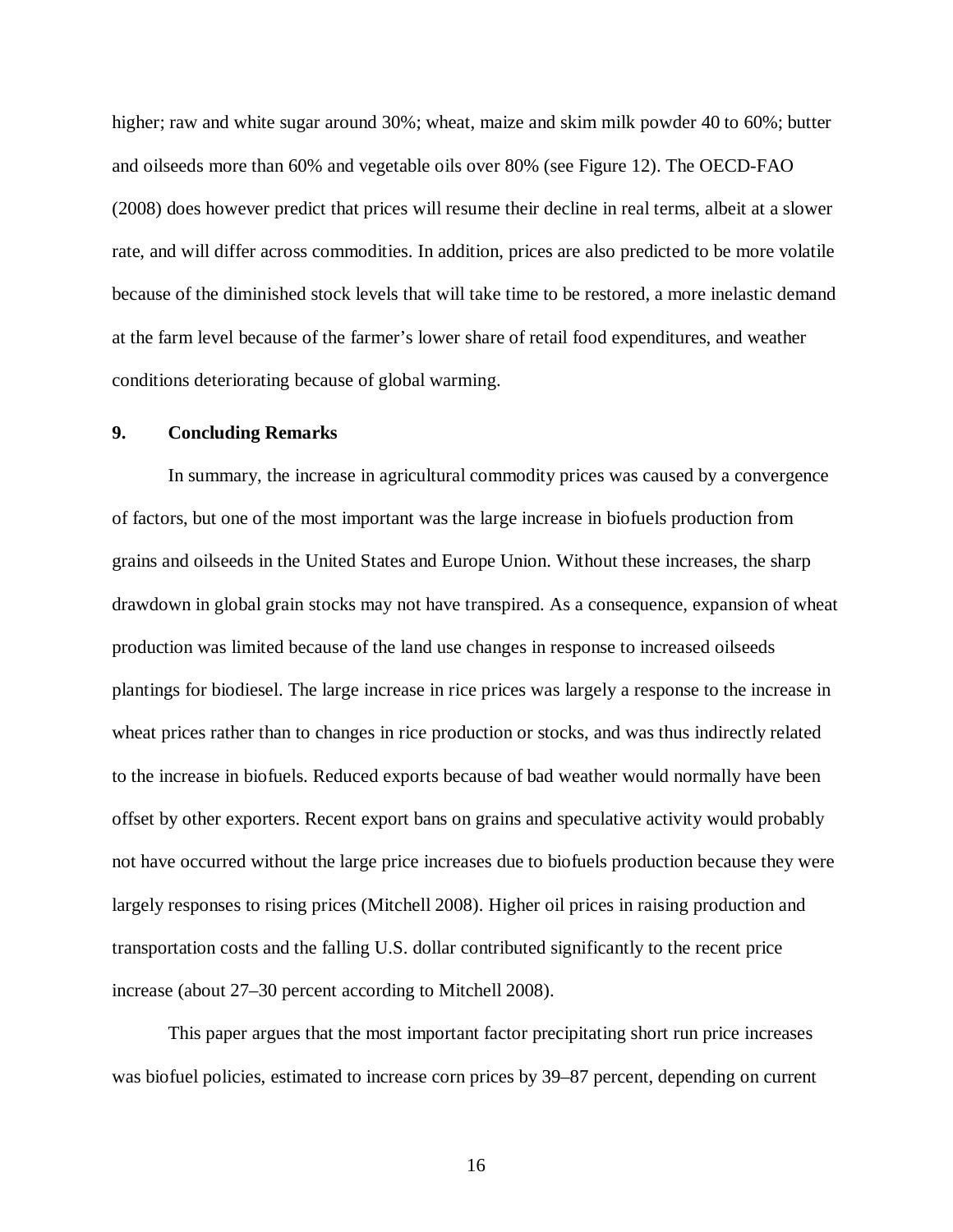higher; raw and white sugar around 30%; wheat, maize and skim milk powder 40 to 60%; butter and oilseeds more than 60% and vegetable oils over 80% (see Figure 12). The OECD-FAO (2008) does however predict that prices will resume their decline in real terms, albeit at a slower rate, and will differ across commodities. In addition, prices are also predicted to be more volatile because of the diminished stock levels that will take time to be restored, a more inelastic demand at the farm level because of the farmer's lower share of retail food expenditures, and weather conditions deteriorating because of global warming.

## 9. Concluding Remarks

In summary, the increase in agricultural commodity prices was caused by a convergence of factors, but one of the most important was the large increase in biofuels production from grains and oilseeds in the United States and Europe Union. Without these increases, the sharp drawdown in global grain stocks may not have transpired. As a consequence, expansion of wheat production was limited because of the land use changes in response to increased oilseeds plantings for biodiesel. The large increase in rice prices was largely a response to the increase in wheat prices rather than to changes in rice production or stocks, and was thus indirectly related to the increase in biofuels. Reduced exports because of bad weather would normally have been offset by other exporters. Recent export bans on grains and speculative activity would probably not have occurred without the large price increases due to biofuels production because they were largely responses to rising prices (Mitchell 2008). Higher oil prices in raising production and transportation costs and the falling U.S. dollar contributed significantly to the recent price increase (about 27–30 percent according to Mitchell 2008).

This paper argues that the most important factor precipitating short run price increases was biofuel policies, estimated to increase corn prices by 39–87 percent, depending on current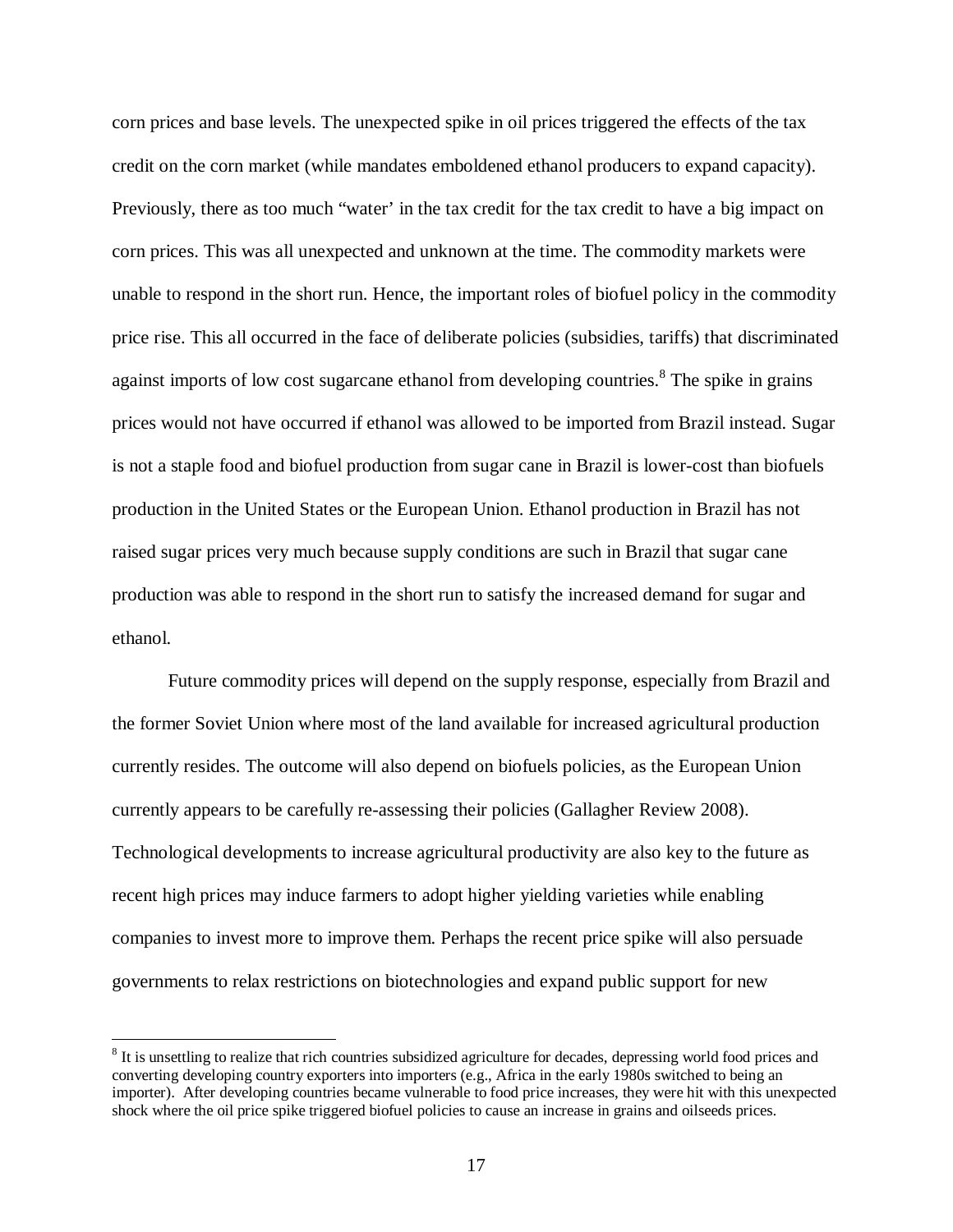corn prices and base levels. The unexpected spike in oil prices triggered the effects of the tax credit on the corn market (while mandates emboldened ethanol producers to expand capacity). Previously, there as too much "water' in the tax credit for the tax credit to have a big impact on corn prices. This was all unexpected and unknown at the time. The commodity markets were unable to respond in the short run. Hence, the important roles of biofuel policy in the commodity price rise. This all occurred in the face of deliberate policies (subsidies, tariffs) that discriminated against imports of low cost sugarcane ethanol from developing countries.[8] The spike in grains prices would not have occurred if ethanol was allowed to be imported from Brazil instead. Sugar is not a staple food and biofuel production from sugar cane in Brazil is lower-cost than biofuels production in the United States or the European Union. Ethanol production in Brazil has not raised sugar prices very much because supply conditions are such in Brazil that sugar cane production was able to respond in the short run to satisfy the increased demand for sugar and ethanol.

Future commodity prices will depend on the supply response, especially from Brazil and the former Soviet Union where most of the land available for increased agricultural production currently resides. The outcome will also depend on biofuels policies, as the European Union currently appears to be carefully re-assessing their policies (Gallagher Review 2008). Technological developments to increase agricultural productivity are also key to the future as recent high prices may induce farmers to adopt higher yielding varieties while enabling companies to invest more to improve them. Perhaps the recent price spike will also persuade governments to relax restrictions on biotechnologies and expand public support for new

[8] It is unsettling to realize that rich countries subsidized agriculture for decades, depressing world food prices and converting developing country exporters into importers (e.g., Africa in the early 1980s switched to being an importer). After developing countries became vulnerable to food price increases, they were hit with this unexpected shock where the oil price spike triggered biofuel policies to cause an increase in grains and oilseeds prices.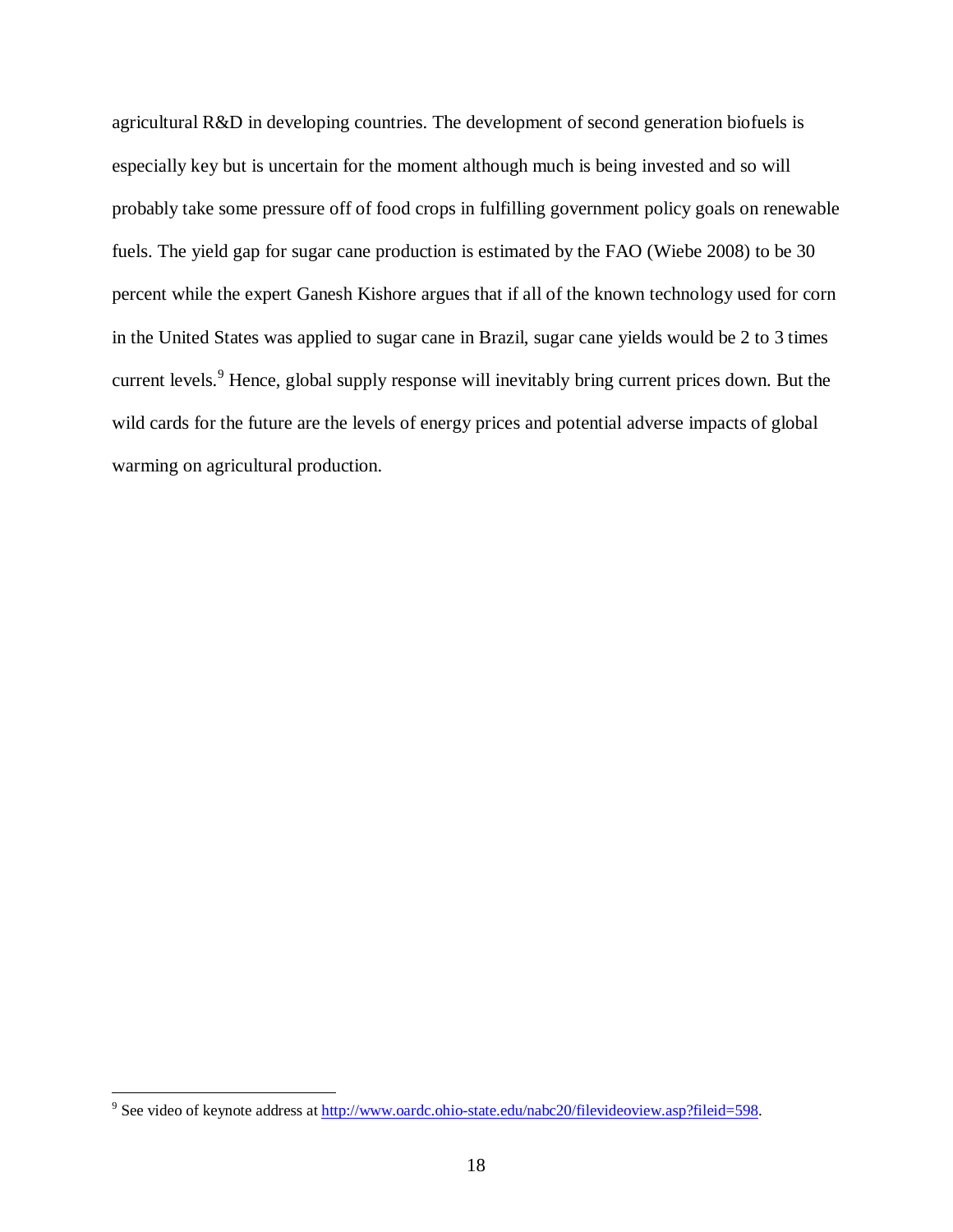agricultural R&D in developing countries. The development of second generation biofuels is especially key but is uncertain for the moment although much is being invested and so will probably take some pressure off of food crops in fulfilling government policy goals on renewable fuels. The yield gap for sugar cane production is estimated by the FAO (Wiebe 2008) to be 30 percent while the expert Ganesh Kishore argues that if all of the known technology used for corn in the United States was applied to sugar cane in Brazil, sugar cane yields would be 2 to 3 times current levels.[9] Hence, global supply response will inevitably bring current prices down. But the wild cards for the future are the levels of energy prices and potential adverse impacts of global warming on agricultural production.

---

[9] See video of keynote address at http://www.oardc.ohio-state.edu/nabc20/filevideoview.asp?fileid=598.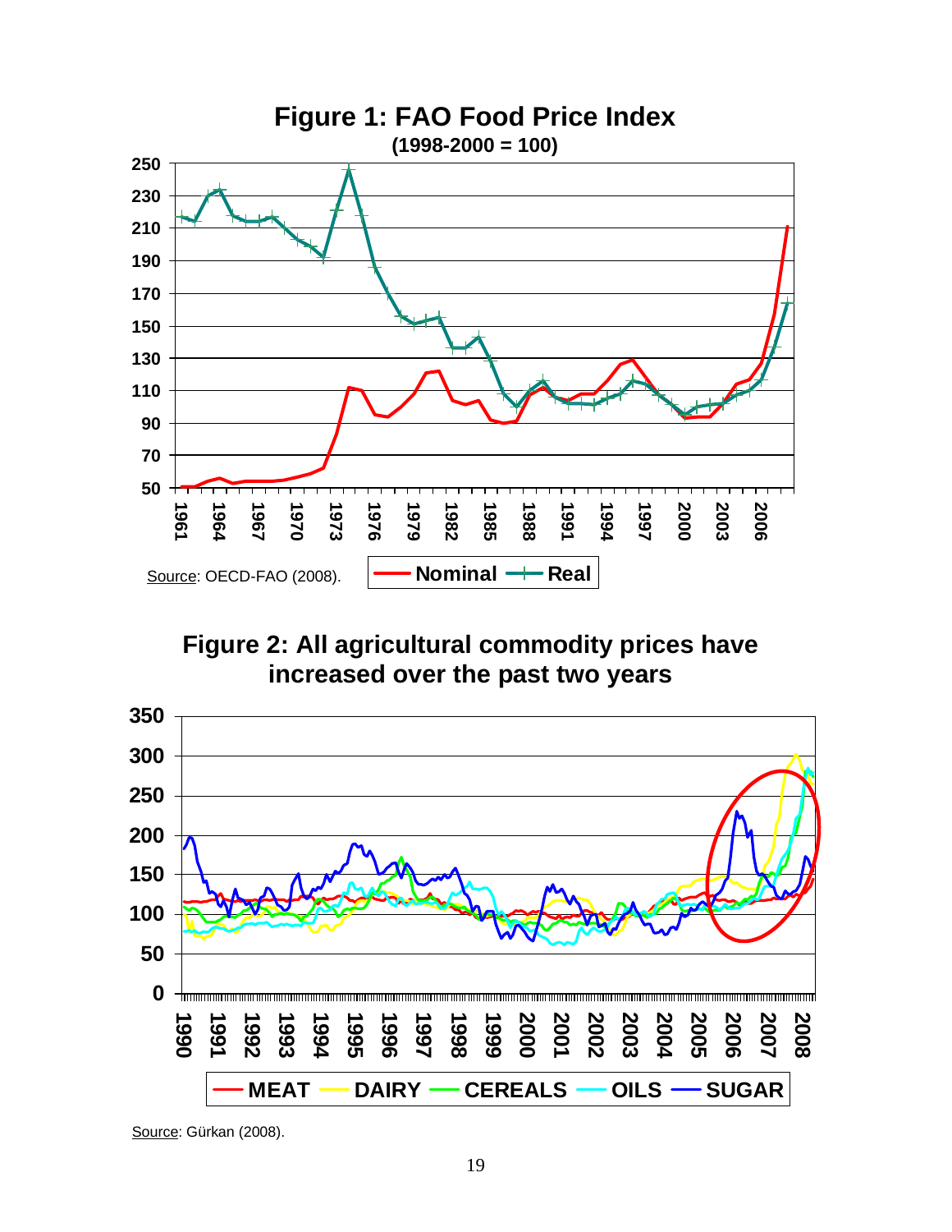**Figure 1: FAO Food Price Index**
**(1998-2000 = 100)**

Source: OECD-FAO (2008).

**Figure 2: All agricultural commodity prices have increased over the past two years**

Source: Gürkan (2008).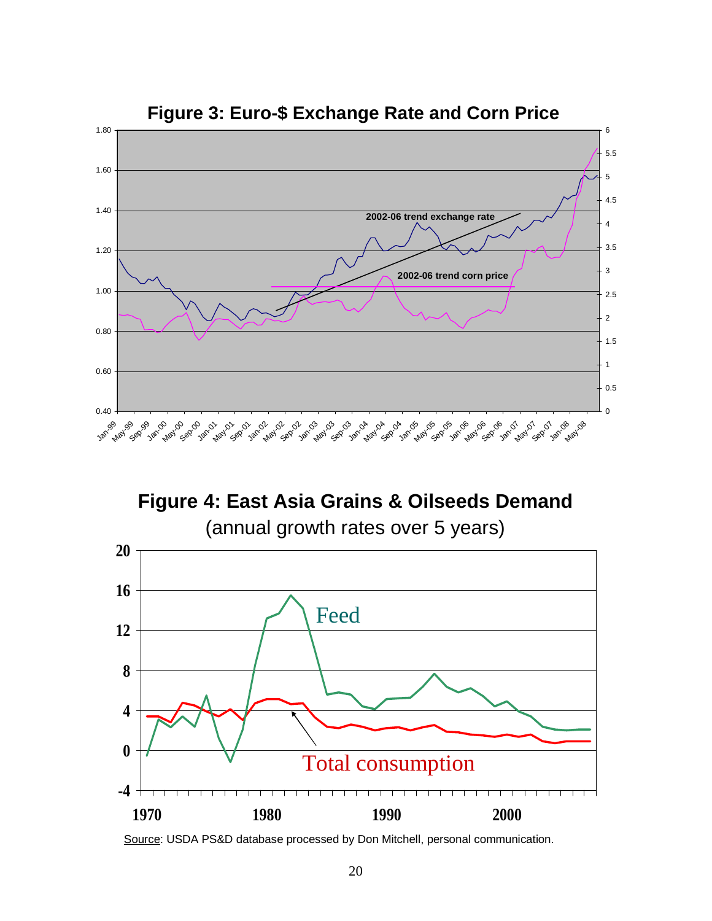## Figure 3: Euro-$ Exchange Rate and Corn Price

## Figure 4: East Asia Grains & Oilseeds Demand

(annual growth rates over 5 years)

Source: USDA PS&D database processed by Don Mitchell, personal communication.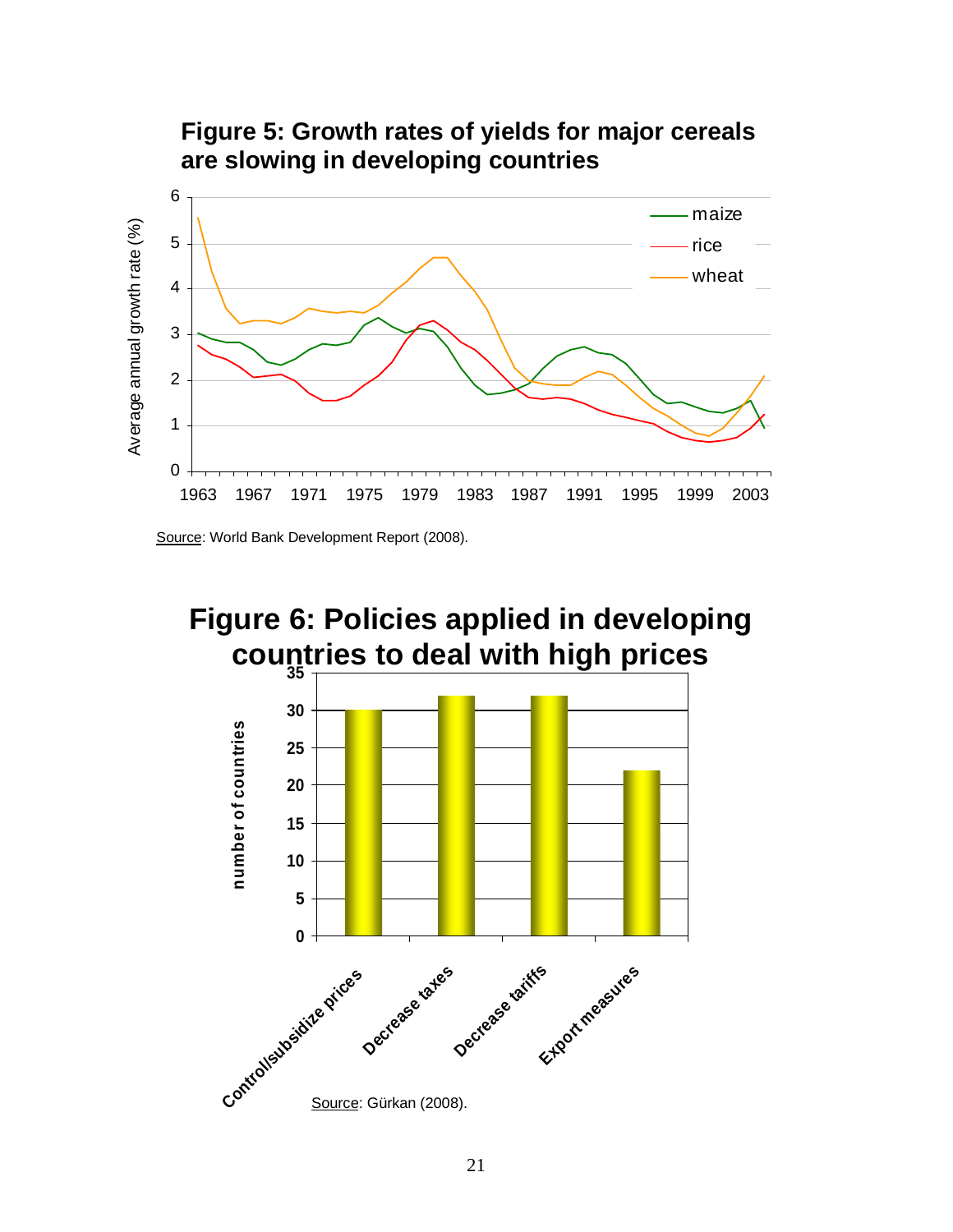**Figure 5: Growth rates of yields for major cereals are slowing in developing countries**

Source: World Bank Development Report (2008).

**Figure 6: Policies applied in developing countries to deal with high prices**

Source: Gürkan (2008).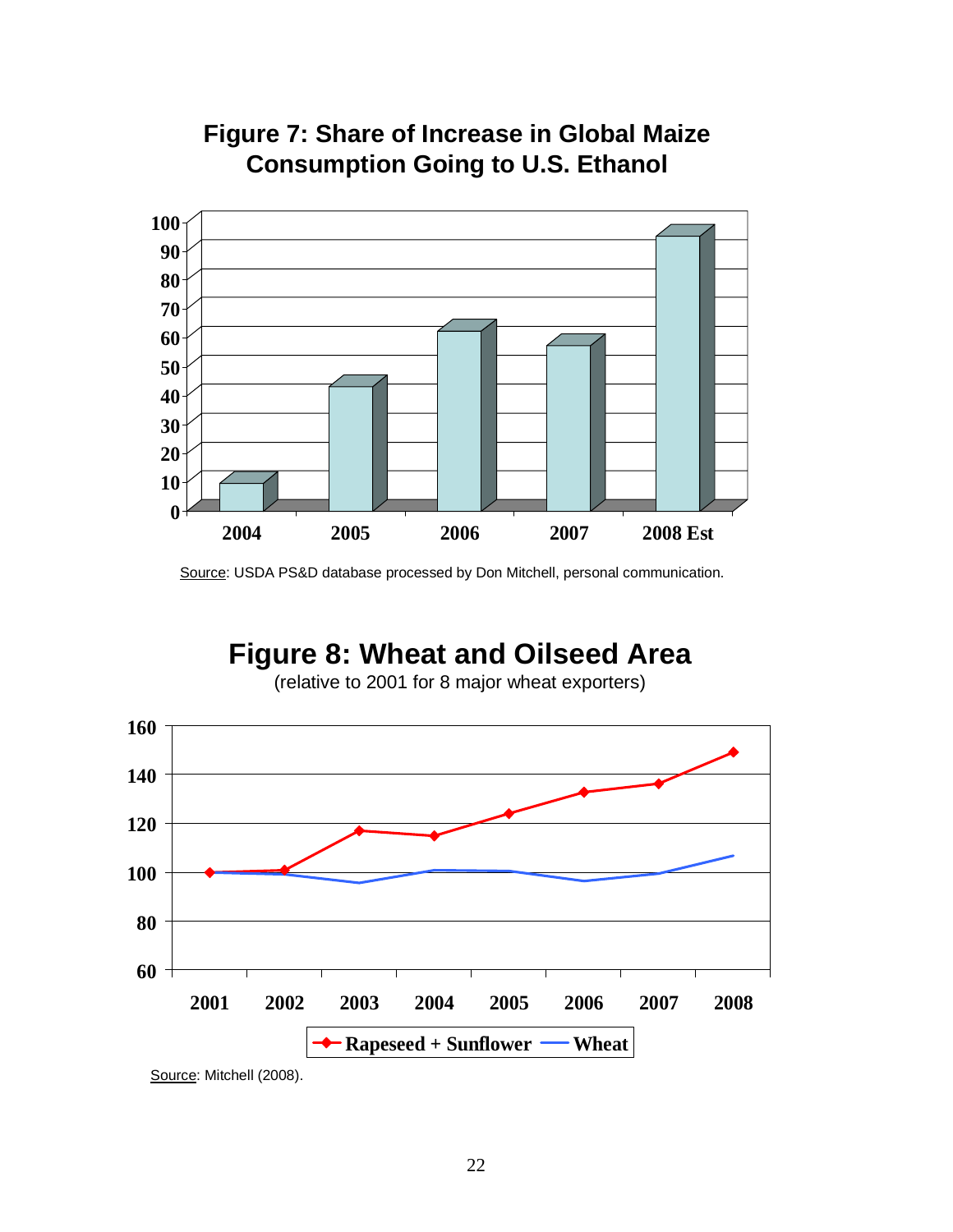**Figure 7: Share of Increase in Global Maize Consumption Going to U.S. Ethanol**

Source: USDA PS&D database processed by Don Mitchell, personal communication.

**Figure 8: Wheat and Oilseed Area**

(relative to 2001 for 8 major wheat exporters)

Source: Mitchell (2008).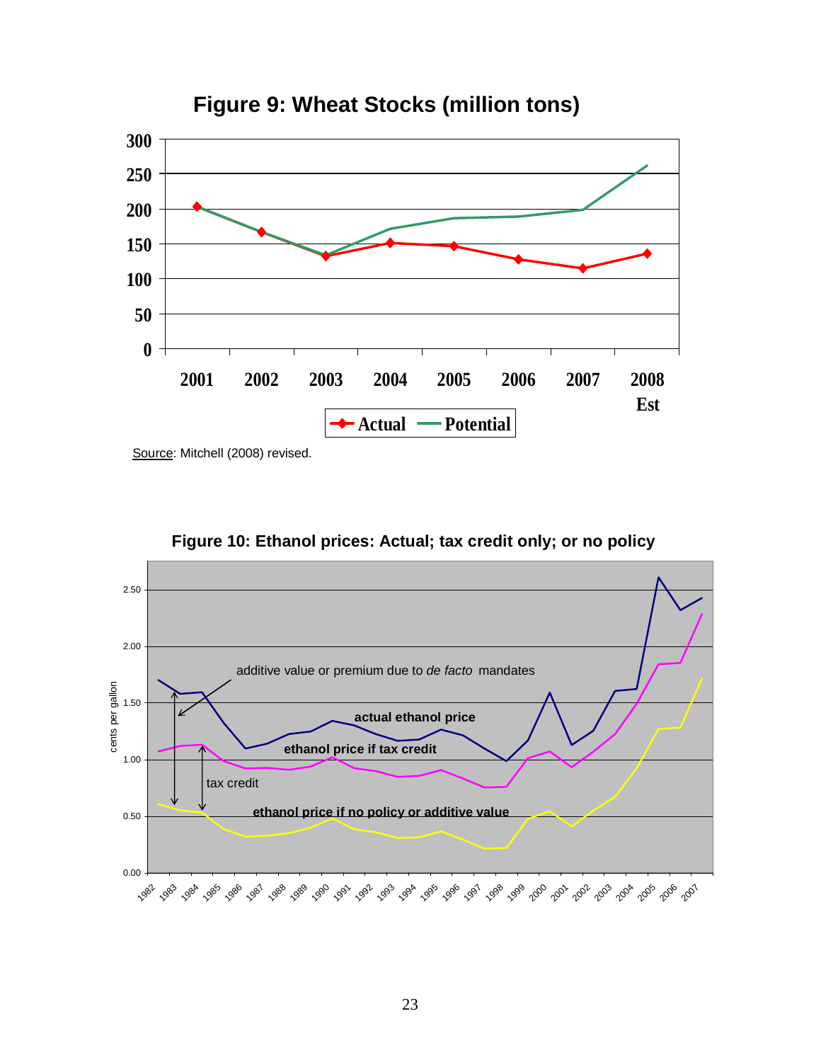**Figure 9: Wheat Stocks (million tons)**

Source: Mitchell (2008) revised.

**Figure 10: Ethanol prices: Actual; tax credit only; or no policy**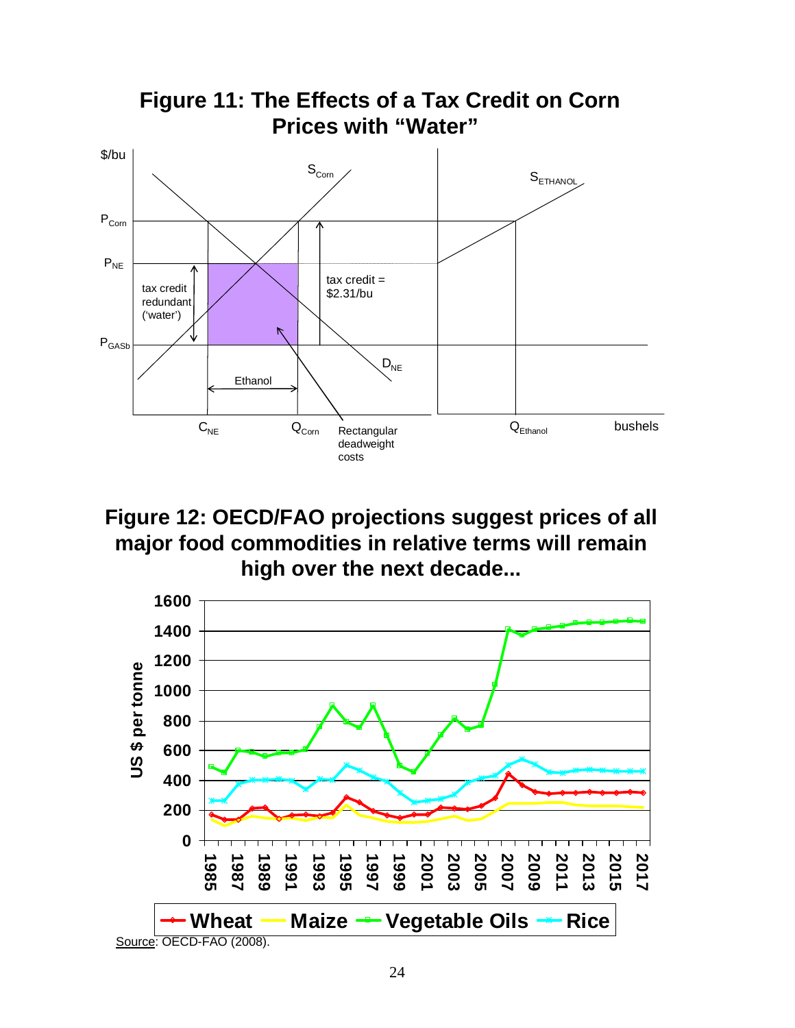## Figure 11: The Effects of a Tax Credit on Corn Prices with "Water"

$/bu

$P_{Corn}$

$P_{NE}$

$P_{GASb}$

$S_{Corn}$

$S_{ETHANOL}$

tax credit redundant ('water')

tax credit = $2.31/bu

$D_{NE}$

Ethanol

$C_{NE}$ $Q_{Corn}$ Rectangular deadweight costs $Q_{Ethanol}$ bushels

## Figure 12: OECD/FAO projections suggest prices of all major food commodities in relative terms will remain high over the next decade...

US $ per tonne

Wheat — Maize — Vegetable Oils — Rice

Source: OECD-FAO (2008).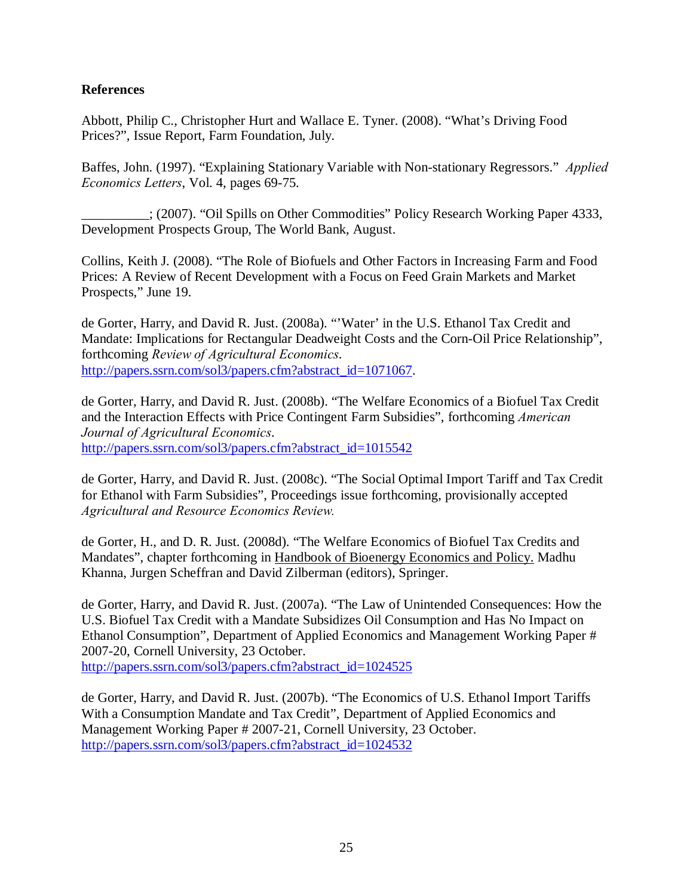## References

Abbott, Philip C., Christopher Hurt and Wallace E. Tyner. (2008). "What's Driving Food Prices?", Issue Report, Farm Foundation, July.

Baffes, John. (1997). "Explaining Stationary Variable with Non-stationary Regressors." *Applied Economics Letters*, Vol. 4, pages 69-75.

__________; (2007). "Oil Spills on Other Commodities" Policy Research Working Paper 4333, Development Prospects Group, The World Bank, August.

Collins, Keith J. (2008). "The Role of Biofuels and Other Factors in Increasing Farm and Food Prices: A Review of Recent Development with a Focus on Feed Grain Markets and Market Prospects," June 19.

de Gorter, Harry, and David R. Just. (2008a). "'Water' in the U.S. Ethanol Tax Credit and Mandate: Implications for Rectangular Deadweight Costs and the Corn-Oil Price Relationship", forthcoming *Review of Agricultural Economics*. http://papers.ssrn.com/sol3/papers.cfm?abstract_id=1071067.

de Gorter, Harry, and David R. Just. (2008b). "The Welfare Economics of a Biofuel Tax Credit and the Interaction Effects with Price Contingent Farm Subsidies", forthcoming *American Journal of Agricultural Economics*. http://papers.ssrn.com/sol3/papers.cfm?abstract_id=1015542

de Gorter, Harry, and David R. Just. (2008c). "The Social Optimal Import Tariff and Tax Credit for Ethanol with Farm Subsidies", Proceedings issue forthcoming, provisionally accepted *Agricultural and Resource Economics Review.*

de Gorter, H., and D. R. Just. (2008d). "The Welfare Economics of Biofuel Tax Credits and Mandates", chapter forthcoming in Handbook of Bioenergy Economics and Policy. Madhu Khanna, Jurgen Scheffran and David Zilberman (editors), Springer.

de Gorter, Harry, and David R. Just. (2007a). "The Law of Unintended Consequences: How the U.S. Biofuel Tax Credit with a Mandate Subsidizes Oil Consumption and Has No Impact on Ethanol Consumption", Department of Applied Economics and Management Working Paper # 2007-20, Cornell University, 23 October. http://papers.ssrn.com/sol3/papers.cfm?abstract_id=1024525

de Gorter, Harry, and David R. Just. (2007b). "The Economics of U.S. Ethanol Import Tariffs With a Consumption Mandate and Tax Credit", Department of Applied Economics and Management Working Paper # 2007-21, Cornell University, 23 October. http://papers.ssrn.com/sol3/papers.cfm?abstract_id=1024532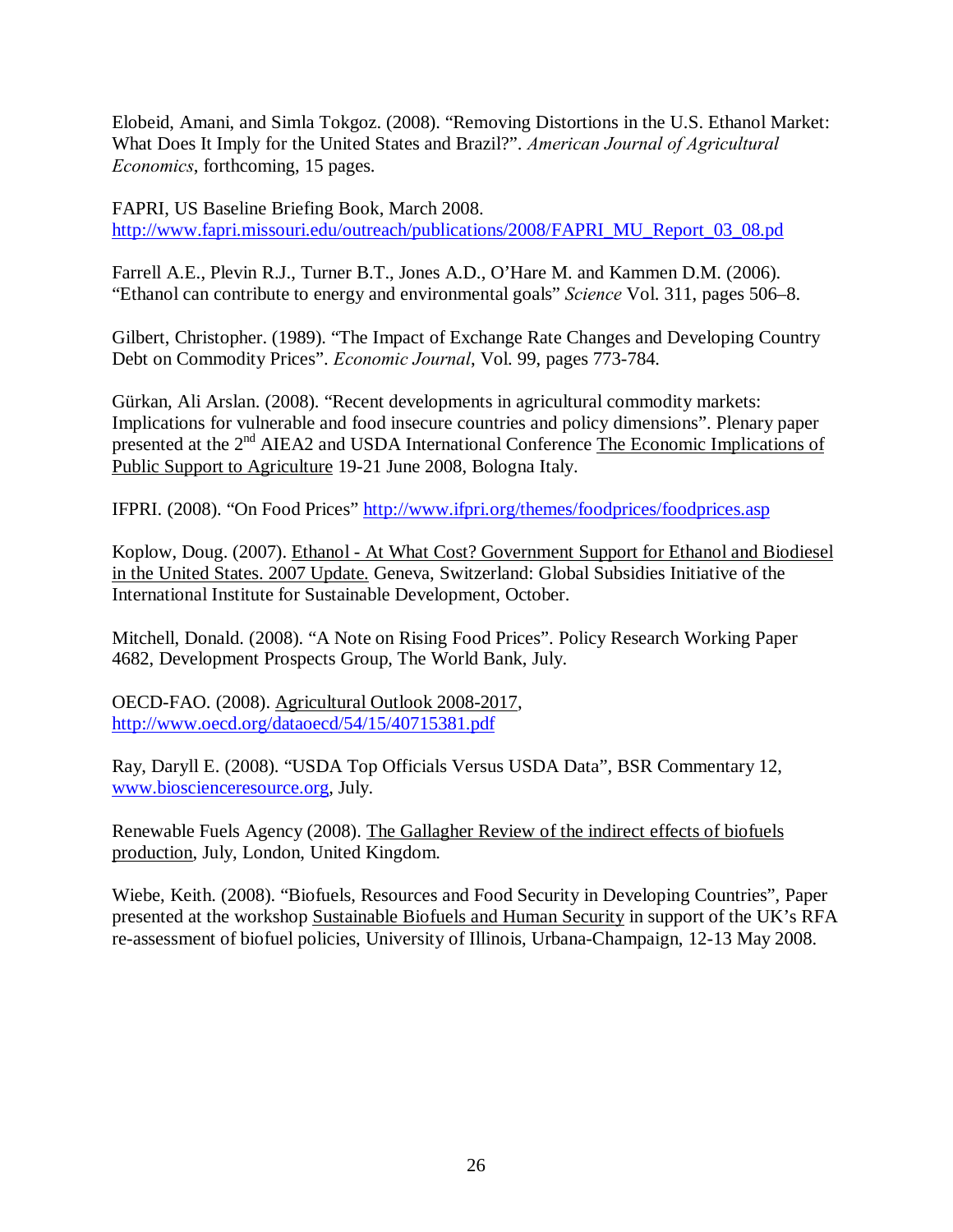Elobeid, Amani, and Simla Tokgoz. (2008). "Removing Distortions in the U.S. Ethanol Market: What Does It Imply for the United States and Brazil?". *American Journal of Agricultural Economics*, forthcoming, 15 pages.

FAPRI, US Baseline Briefing Book, March 2008. http://www.fapri.missouri.edu/outreach/publications/2008/FAPRI_MU_Report_03_08.pd

Farrell A.E., Plevin R.J., Turner B.T., Jones A.D., O'Hare M. and Kammen D.M. (2006). "Ethanol can contribute to energy and environmental goals" *Science* Vol. 311, pages 506–8.

Gilbert, Christopher. (1989). "The Impact of Exchange Rate Changes and Developing Country Debt on Commodity Prices". *Economic Journal*, Vol. 99, pages 773-784.

Gürkan, Ali Arslan. (2008). "Recent developments in agricultural commodity markets: Implications for vulnerable and food insecure countries and policy dimensions". Plenary paper presented at the 2nd AIEA2 and USDA International Conference The Economic Implications of Public Support to Agriculture 19-21 June 2008, Bologna Italy.

IFPRI. (2008). "On Food Prices" http://www.ifpri.org/themes/foodprices/foodprices.asp

Koplow, Doug. (2007). Ethanol - At What Cost? Government Support for Ethanol and Biodiesel in the United States. 2007 Update. Geneva, Switzerland: Global Subsidies Initiative of the International Institute for Sustainable Development, October.

Mitchell, Donald. (2008). "A Note on Rising Food Prices". Policy Research Working Paper 4682, Development Prospects Group, The World Bank, July.

OECD-FAO. (2008). Agricultural Outlook 2008-2017, http://www.oecd.org/dataoecd/54/15/40715381.pdf

Ray, Daryll E. (2008). "USDA Top Officials Versus USDA Data", BSR Commentary 12, www.bioscienceresource.org, July.

Renewable Fuels Agency (2008). The Gallagher Review of the indirect effects of biofuels production, July, London, United Kingdom.

Wiebe, Keith. (2008). "Biofuels, Resources and Food Security in Developing Countries", Paper presented at the workshop Sustainable Biofuels and Human Security in support of the UK's RFA re-assessment of biofuel policies, University of Illinois, Urbana-Champaign, 12-13 May 2008.